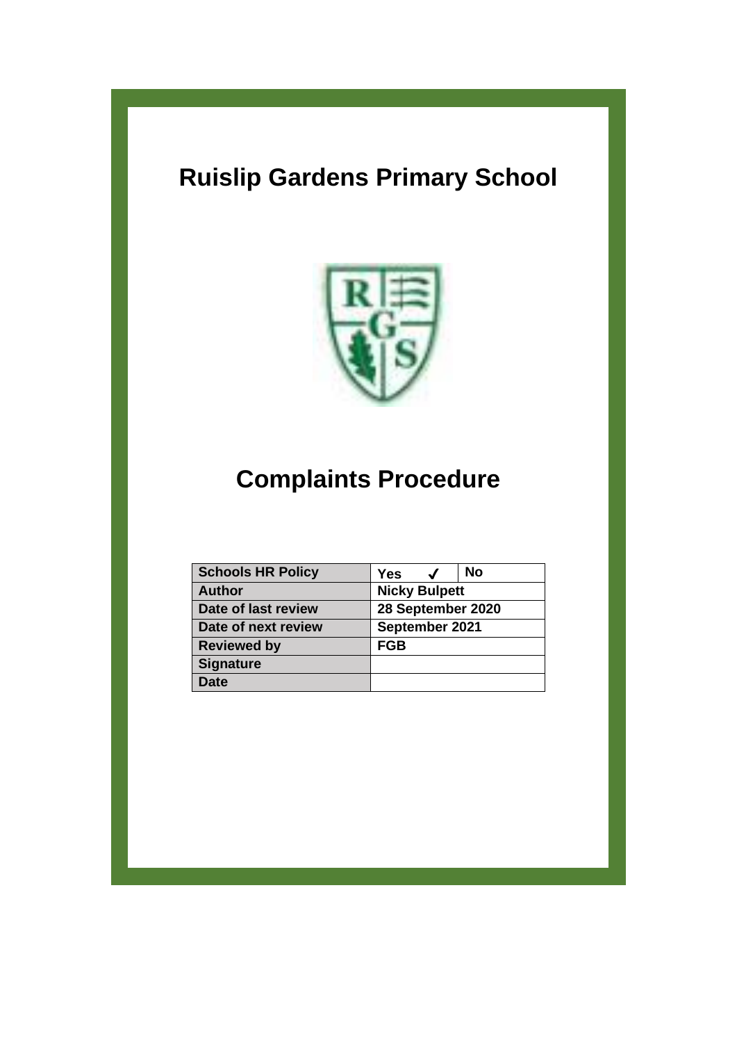# Ruislip Gardens Primary School

# Complaints Procedure

| Schools HR Policy | Yes ✓ | No |
| --- | --- | --- |
| Author | Nicky Bulpett | |
| Date of last review | 28 September 2020 | |
| Date of next review | September 2021 | |
| Reviewed by | FGB | |
| Signature | | |
| Date | | |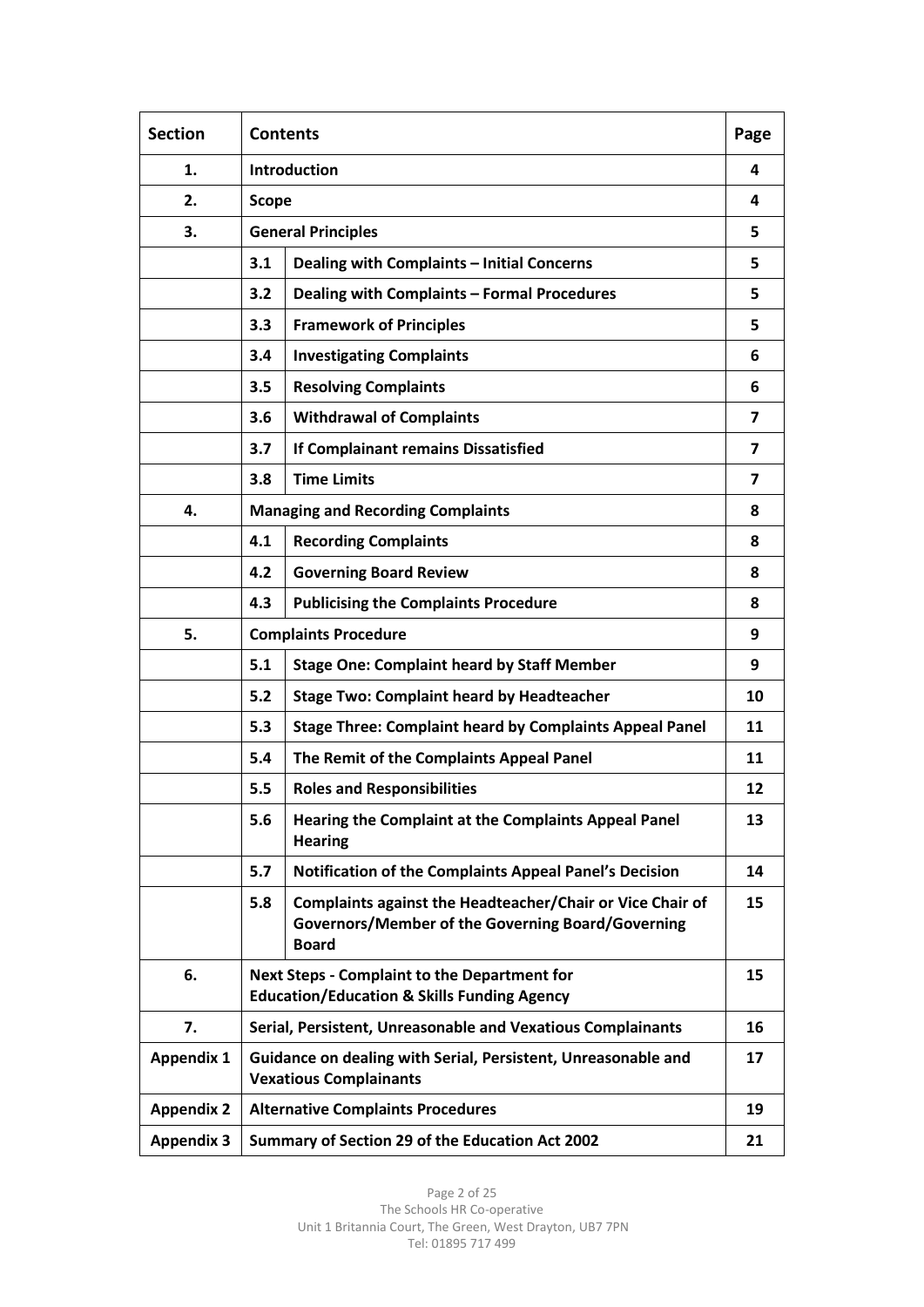| Section | Contents | | Page |
|---|---|---|---|
| **1.** | **Introduction** | | **4** |
| **2.** | **Scope** | | **4** |
| **3.** | **General Principles** | | **5** |
| | **3.1** | **Dealing with Complaints – Initial Concerns** | **5** |
| | **3.2** | **Dealing with Complaints – Formal Procedures** | **5** |
| | **3.3** | **Framework of Principles** | **5** |
| | **3.4** | **Investigating Complaints** | **6** |
| | **3.5** | **Resolving Complaints** | **6** |
| | **3.6** | **Withdrawal of Complaints** | **7** |
| | **3.7** | **If Complainant remains Dissatisfied** | **7** |
| | **3.8** | **Time Limits** | **7** |
| **4.** | **Managing and Recording Complaints** | | **8** |
| | **4.1** | **Recording Complaints** | **8** |
| | **4.2** | **Governing Board Review** | **8** |
| | **4.3** | **Publicising the Complaints Procedure** | **8** |
| **5.** | **Complaints Procedure** | | **9** |
| | **5.1** | **Stage One: Complaint heard by Staff Member** | **9** |
| | **5.2** | **Stage Two: Complaint heard by Headteacher** | **10** |
| | **5.3** | **Stage Three: Complaint heard by Complaints Appeal Panel** | **11** |
| | **5.4** | **The Remit of the Complaints Appeal Panel** | **11** |
| | **5.5** | **Roles and Responsibilities** | **12** |
| | **5.6** | **Hearing the Complaint at the Complaints Appeal Panel Hearing** | **13** |
| | **5.7** | **Notification of the Complaints Appeal Panel's Decision** | **14** |
| | **5.8** | **Complaints against the Headteacher/Chair or Vice Chair of Governors/Member of the Governing Board/Governing Board** | **15** |
| **6.** | **Next Steps - Complaint to the Department for Education/Education & Skills Funding Agency** | | **15** |
| **7.** | **Serial, Persistent, Unreasonable and Vexatious Complainants** | | **16** |
| **Appendix 1** | **Guidance on dealing with Serial, Persistent, Unreasonable and Vexatious Complainants** | | **17** |
| **Appendix 2** | **Alternative Complaints Procedures** | | **19** |
| **Appendix 3** | **Summary of Section 29 of the Education Act 2002** | | **21** |

The Schools HR Co-operative
Unit 1 Britannia Court, The Green, West Drayton, UB7 7PN
Tel: 01895 717 499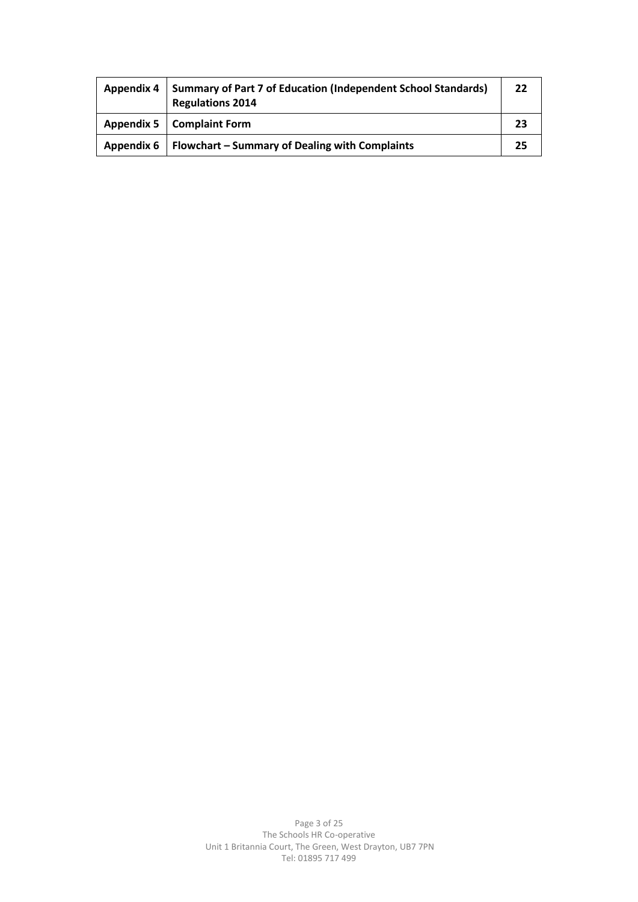| | | |
|---|---|---|
| **Appendix 4** | **Summary of Part 7 of Education (Independent School Standards) Regulations 2014** | **22** |
| **Appendix 5** | **Complaint Form** | **23** |
| **Appendix 6** | **Flowchart – Summary of Dealing with Complaints** | **25** |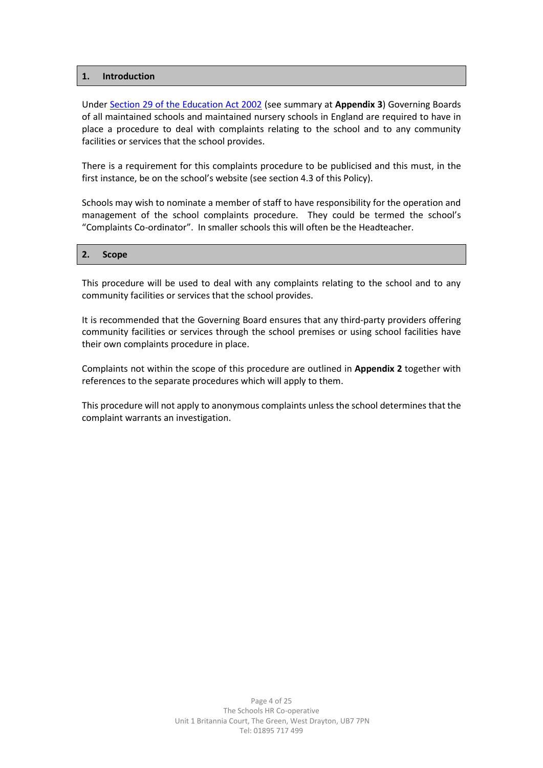## 1. Introduction

Under Section 29 of the Education Act 2002 (see summary at **Appendix 3**) Governing Boards of all maintained schools and maintained nursery schools in England are required to have in place a procedure to deal with complaints relating to the school and to any community facilities or services that the school provides.

There is a requirement for this complaints procedure to be publicised and this must, in the first instance, be on the school's website (see section 4.3 of this Policy).

Schools may wish to nominate a member of staff to have responsibility for the operation and management of the school complaints procedure. They could be termed the school's "Complaints Co-ordinator". In smaller schools this will often be the Headteacher.

## 2. Scope

This procedure will be used to deal with any complaints relating to the school and to any community facilities or services that the school provides.

It is recommended that the Governing Board ensures that any third-party providers offering community facilities or services through the school premises or using school facilities have their own complaints procedure in place.

Complaints not within the scope of this procedure are outlined in **Appendix 2** together with references to the separate procedures which will apply to them.

This procedure will not apply to anonymous complaints unless the school determines that the complaint warrants an investigation.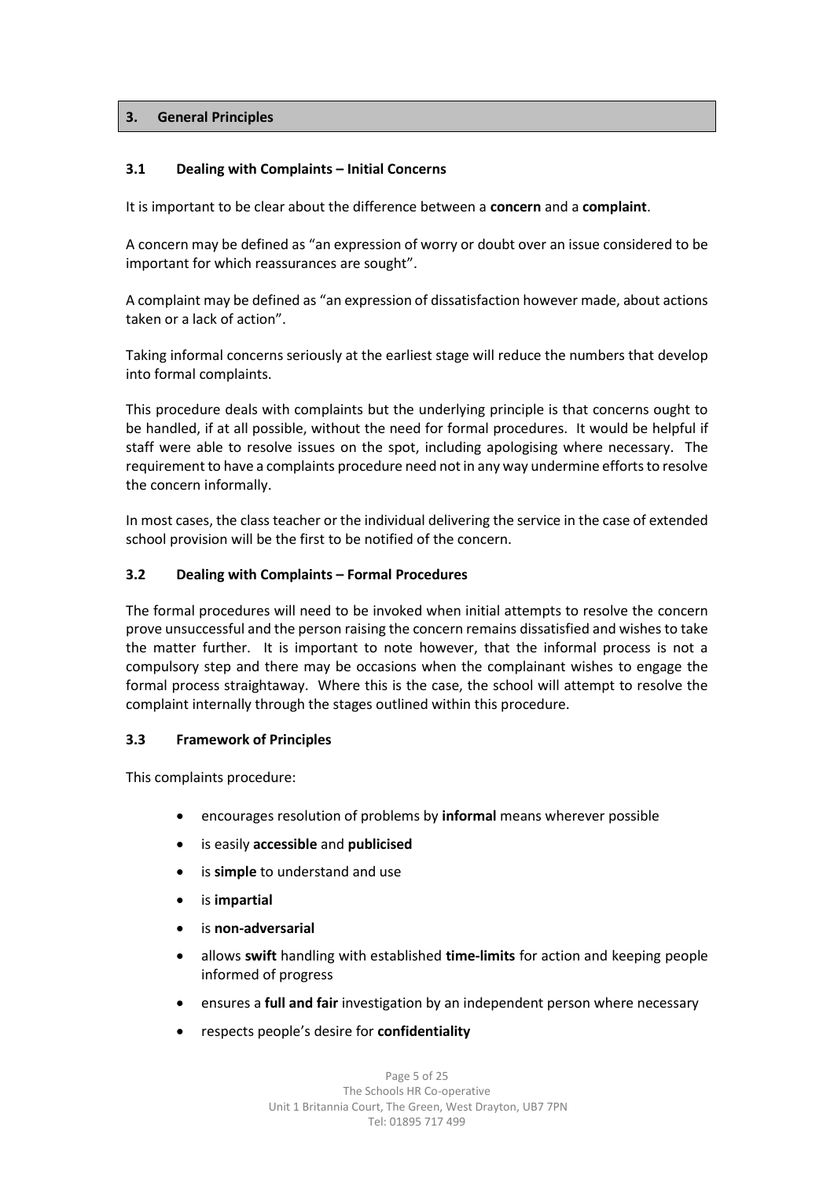## 3. General Principles

### 3.1 Dealing with Complaints – Initial Concerns

It is important to be clear about the difference between a **concern** and a **complaint**.

A concern may be defined as "an expression of worry or doubt over an issue considered to be important for which reassurances are sought".

A complaint may be defined as "an expression of dissatisfaction however made, about actions taken or a lack of action".

Taking informal concerns seriously at the earliest stage will reduce the numbers that develop into formal complaints.

This procedure deals with complaints but the underlying principle is that concerns ought to be handled, if at all possible, without the need for formal procedures. It would be helpful if staff were able to resolve issues on the spot, including apologising where necessary. The requirement to have a complaints procedure need not in any way undermine efforts to resolve the concern informally.

In most cases, the class teacher or the individual delivering the service in the case of extended school provision will be the first to be notified of the concern.

### 3.2 Dealing with Complaints – Formal Procedures

The formal procedures will need to be invoked when initial attempts to resolve the concern prove unsuccessful and the person raising the concern remains dissatisfied and wishes to take the matter further. It is important to note however, that the informal process is not a compulsory step and there may be occasions when the complainant wishes to engage the formal process straightaway. Where this is the case, the school will attempt to resolve the complaint internally through the stages outlined within this procedure.

### 3.3 Framework of Principles

This complaints procedure:

- encourages resolution of problems by **informal** means wherever possible
- is easily **accessible** and **publicised**
- is **simple** to understand and use
- is **impartial**
- is **non-adversarial**
- allows **swift** handling with established **time-limits** for action and keeping people informed of progress
- ensures a **full and fair** investigation by an independent person where necessary
- respects people's desire for **confidentiality**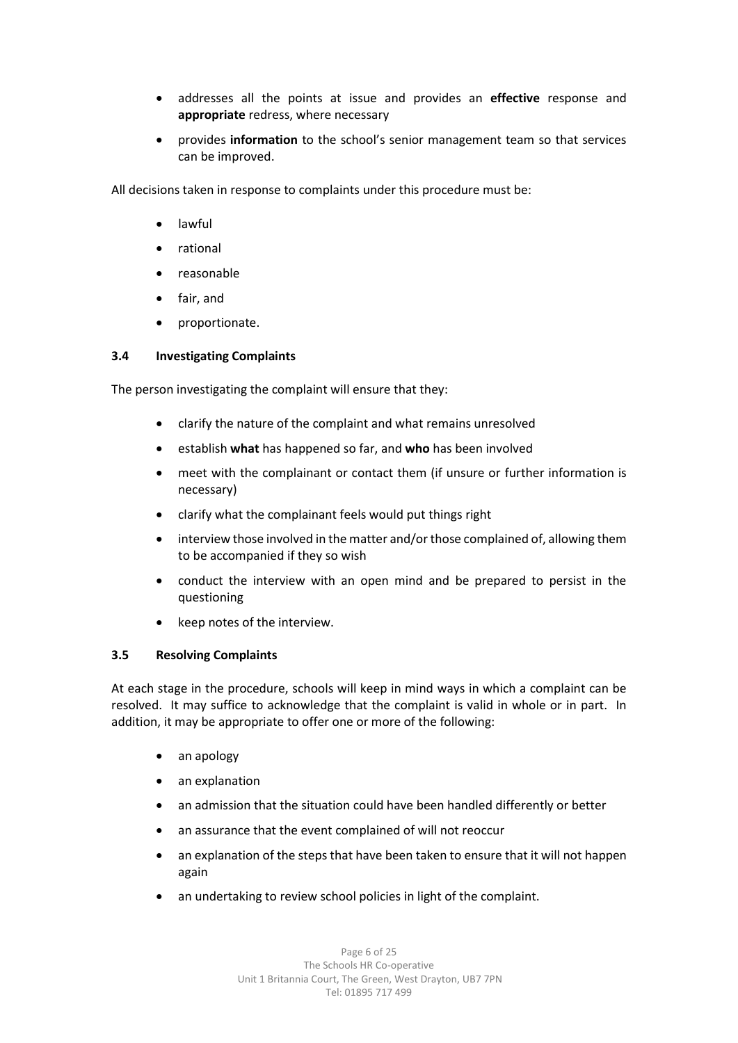- addresses all the points at issue and provides an **effective** response and **appropriate** redress, where necessary
- provides **information** to the school's senior management team so that services can be improved.

All decisions taken in response to complaints under this procedure must be:

- lawful
- rational
- reasonable
- fair, and
- proportionate.

### 3.4 Investigating Complaints

The person investigating the complaint will ensure that they:

- clarify the nature of the complaint and what remains unresolved
- establish **what** has happened so far, and **who** has been involved
- meet with the complainant or contact them (if unsure or further information is necessary)
- clarify what the complainant feels would put things right
- interview those involved in the matter and/or those complained of, allowing them to be accompanied if they so wish
- conduct the interview with an open mind and be prepared to persist in the questioning
- keep notes of the interview.

### 3.5 Resolving Complaints

At each stage in the procedure, schools will keep in mind ways in which a complaint can be resolved. It may suffice to acknowledge that the complaint is valid in whole or in part. In addition, it may be appropriate to offer one or more of the following:

- an apology
- an explanation
- an admission that the situation could have been handled differently or better
- an assurance that the event complained of will not reoccur
- an explanation of the steps that have been taken to ensure that it will not happen again
- an undertaking to review school policies in light of the complaint.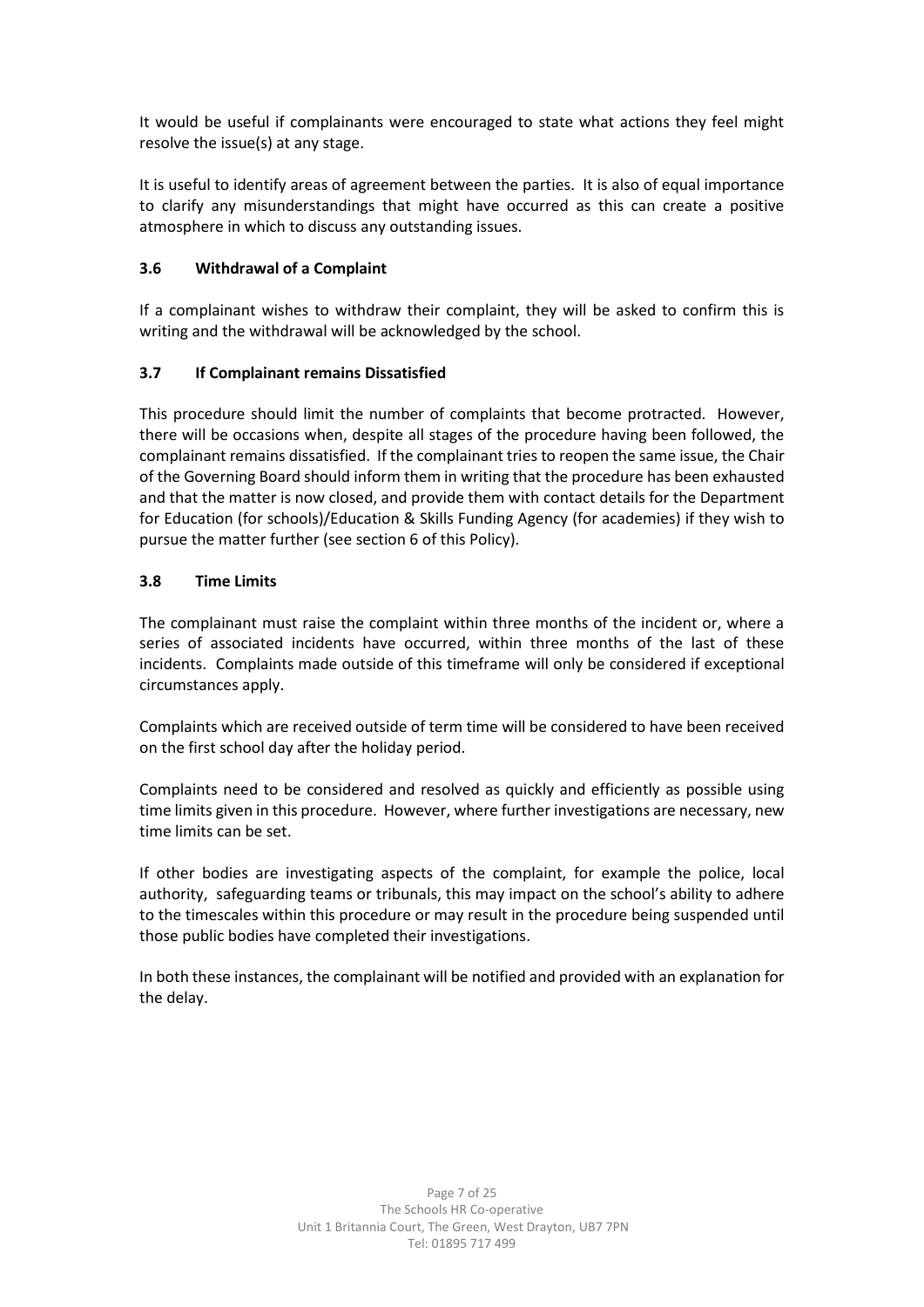It would be useful if complainants were encouraged to state what actions they feel might resolve the issue(s) at any stage.

It is useful to identify areas of agreement between the parties. It is also of equal importance to clarify any misunderstandings that might have occurred as this can create a positive atmosphere in which to discuss any outstanding issues.

### 3.6 Withdrawal of a Complaint

If a complainant wishes to withdraw their complaint, they will be asked to confirm this is writing and the withdrawal will be acknowledged by the school.

### 3.7 If Complainant remains Dissatisfied

This procedure should limit the number of complaints that become protracted. However, there will be occasions when, despite all stages of the procedure having been followed, the complainant remains dissatisfied. If the complainant tries to reopen the same issue, the Chair of the Governing Board should inform them in writing that the procedure has been exhausted and that the matter is now closed, and provide them with contact details for the Department for Education (for schools)/Education & Skills Funding Agency (for academies) if they wish to pursue the matter further (see section 6 of this Policy).

### 3.8 Time Limits

The complainant must raise the complaint within three months of the incident or, where a series of associated incidents have occurred, within three months of the last of these incidents. Complaints made outside of this timeframe will only be considered if exceptional circumstances apply.

Complaints which are received outside of term time will be considered to have been received on the first school day after the holiday period.

Complaints need to be considered and resolved as quickly and efficiently as possible using time limits given in this procedure. However, where further investigations are necessary, new time limits can be set.

If other bodies are investigating aspects of the complaint, for example the police, local authority, safeguarding teams or tribunals, this may impact on the school's ability to adhere to the timescales within this procedure or may result in the procedure being suspended until those public bodies have completed their investigations.

In both these instances, the complainant will be notified and provided with an explanation for the delay.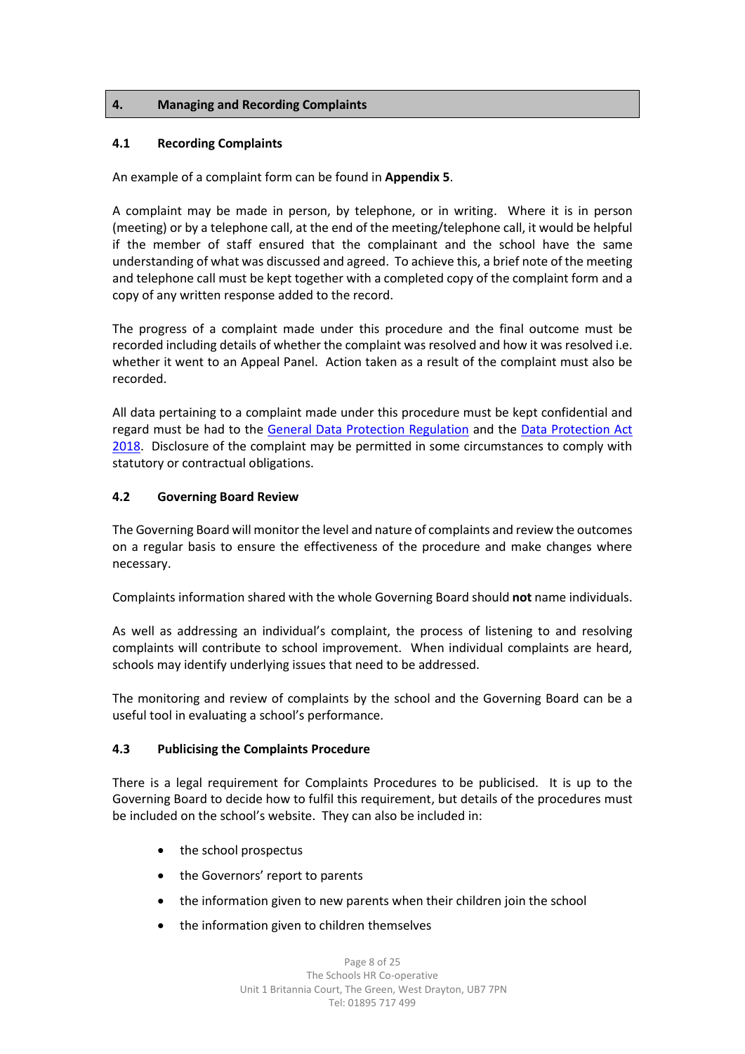## 4. Managing and Recording Complaints

### 4.1 Recording Complaints

An example of a complaint form can be found in **Appendix 5**.

A complaint may be made in person, by telephone, or in writing. Where it is in person (meeting) or by a telephone call, at the end of the meeting/telephone call, it would be helpful if the member of staff ensured that the complainant and the school have the same understanding of what was discussed and agreed. To achieve this, a brief note of the meeting and telephone call must be kept together with a completed copy of the complaint form and a copy of any written response added to the record.

The progress of a complaint made under this procedure and the final outcome must be recorded including details of whether the complaint was resolved and how it was resolved i.e. whether it went to an Appeal Panel. Action taken as a result of the complaint must also be recorded.

All data pertaining to a complaint made under this procedure must be kept confidential and regard must be had to the General Data Protection Regulation and the Data Protection Act 2018. Disclosure of the complaint may be permitted in some circumstances to comply with statutory or contractual obligations.

### 4.2 Governing Board Review

The Governing Board will monitor the level and nature of complaints and review the outcomes on a regular basis to ensure the effectiveness of the procedure and make changes where necessary.

Complaints information shared with the whole Governing Board should **not** name individuals.

As well as addressing an individual's complaint, the process of listening to and resolving complaints will contribute to school improvement. When individual complaints are heard, schools may identify underlying issues that need to be addressed.

The monitoring and review of complaints by the school and the Governing Board can be a useful tool in evaluating a school's performance.

### 4.3 Publicising the Complaints Procedure

There is a legal requirement for Complaints Procedures to be publicised. It is up to the Governing Board to decide how to fulfil this requirement, but details of the procedures must be included on the school's website. They can also be included in:

- the school prospectus
- the Governors' report to parents
- the information given to new parents when their children join the school
- the information given to children themselves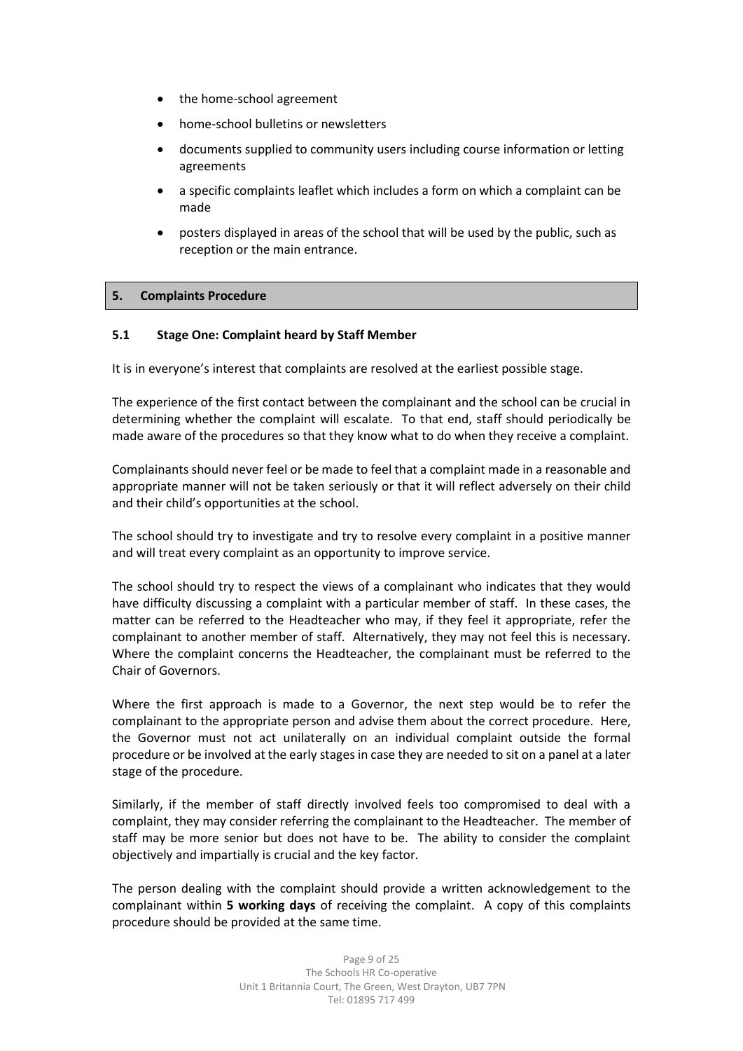- the home-school agreement
- home-school bulletins or newsletters
- documents supplied to community users including course information or letting agreements
- a specific complaints leaflet which includes a form on which a complaint can be made
- posters displayed in areas of the school that will be used by the public, such as reception or the main entrance.

## 5. Complaints Procedure

### 5.1 Stage One: Complaint heard by Staff Member

It is in everyone's interest that complaints are resolved at the earliest possible stage.

The experience of the first contact between the complainant and the school can be crucial in determining whether the complaint will escalate. To that end, staff should periodically be made aware of the procedures so that they know what to do when they receive a complaint.

Complainants should never feel or be made to feel that a complaint made in a reasonable and appropriate manner will not be taken seriously or that it will reflect adversely on their child and their child's opportunities at the school.

The school should try to investigate and try to resolve every complaint in a positive manner and will treat every complaint as an opportunity to improve service.

The school should try to respect the views of a complainant who indicates that they would have difficulty discussing a complaint with a particular member of staff. In these cases, the matter can be referred to the Headteacher who may, if they feel it appropriate, refer the complainant to another member of staff. Alternatively, they may not feel this is necessary. Where the complaint concerns the Headteacher, the complainant must be referred to the Chair of Governors.

Where the first approach is made to a Governor, the next step would be to refer the complainant to the appropriate person and advise them about the correct procedure. Here, the Governor must not act unilaterally on an individual complaint outside the formal procedure or be involved at the early stages in case they are needed to sit on a panel at a later stage of the procedure.

Similarly, if the member of staff directly involved feels too compromised to deal with a complaint, they may consider referring the complainant to the Headteacher. The member of staff may be more senior but does not have to be. The ability to consider the complaint objectively and impartially is crucial and the key factor.

The person dealing with the complaint should provide a written acknowledgement to the complainant within **5 working days** of receiving the complaint. A copy of this complaints procedure should be provided at the same time.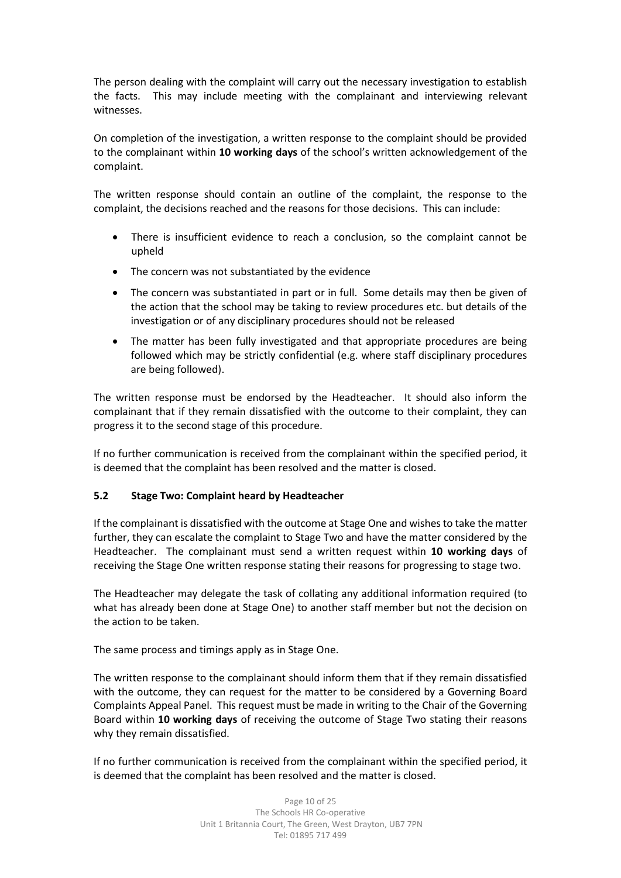The person dealing with the complaint will carry out the necessary investigation to establish the facts. This may include meeting with the complainant and interviewing relevant witnesses.

On completion of the investigation, a written response to the complaint should be provided to the complainant within **10 working days** of the school's written acknowledgement of the complaint.

The written response should contain an outline of the complaint, the response to the complaint, the decisions reached and the reasons for those decisions. This can include:

- There is insufficient evidence to reach a conclusion, so the complaint cannot be upheld
- The concern was not substantiated by the evidence
- The concern was substantiated in part or in full. Some details may then be given of the action that the school may be taking to review procedures etc. but details of the investigation or of any disciplinary procedures should not be released
- The matter has been fully investigated and that appropriate procedures are being followed which may be strictly confidential (e.g. where staff disciplinary procedures are being followed).

The written response must be endorsed by the Headteacher. It should also inform the complainant that if they remain dissatisfied with the outcome to their complaint, they can progress it to the second stage of this procedure.

If no further communication is received from the complainant within the specified period, it is deemed that the complaint has been resolved and the matter is closed.

### 5.2 Stage Two: Complaint heard by Headteacher

If the complainant is dissatisfied with the outcome at Stage One and wishes to take the matter further, they can escalate the complaint to Stage Two and have the matter considered by the Headteacher. The complainant must send a written request within **10 working days** of receiving the Stage One written response stating their reasons for progressing to stage two.

The Headteacher may delegate the task of collating any additional information required (to what has already been done at Stage One) to another staff member but not the decision on the action to be taken.

The same process and timings apply as in Stage One.

The written response to the complainant should inform them that if they remain dissatisfied with the outcome, they can request for the matter to be considered by a Governing Board Complaints Appeal Panel. This request must be made in writing to the Chair of the Governing Board within **10 working days** of receiving the outcome of Stage Two stating their reasons why they remain dissatisfied.

If no further communication is received from the complainant within the specified period, it is deemed that the complaint has been resolved and the matter is closed.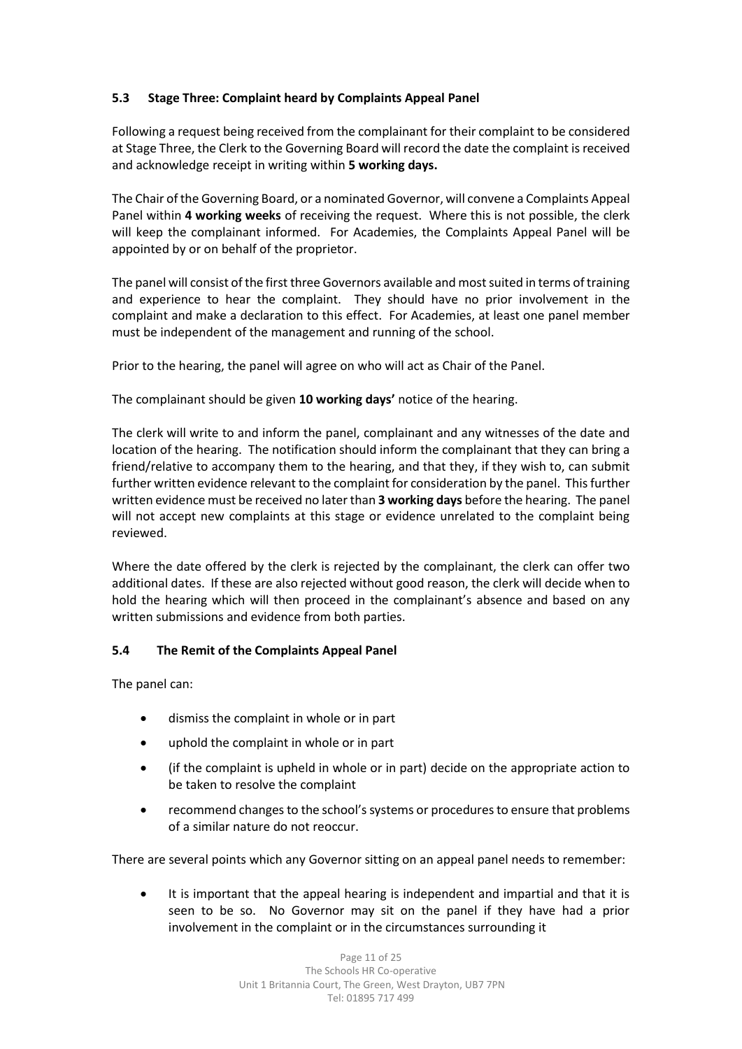### 5.3 Stage Three: Complaint heard by Complaints Appeal Panel

Following a request being received from the complainant for their complaint to be considered at Stage Three, the Clerk to the Governing Board will record the date the complaint is received and acknowledge receipt in writing within **5 working days.**

The Chair of the Governing Board, or a nominated Governor, will convene a Complaints Appeal Panel within **4 working weeks** of receiving the request. Where this is not possible, the clerk will keep the complainant informed. For Academies, the Complaints Appeal Panel will be appointed by or on behalf of the proprietor.

The panel will consist of the first three Governors available and most suited in terms of training and experience to hear the complaint. They should have no prior involvement in the complaint and make a declaration to this effect. For Academies, at least one panel member must be independent of the management and running of the school.

Prior to the hearing, the panel will agree on who will act as Chair of the Panel.

The complainant should be given **10 working days'** notice of the hearing.

The clerk will write to and inform the panel, complainant and any witnesses of the date and location of the hearing. The notification should inform the complainant that they can bring a friend/relative to accompany them to the hearing, and that they, if they wish to, can submit further written evidence relevant to the complaint for consideration by the panel. This further written evidence must be received no later than **3 working days** before the hearing. The panel will not accept new complaints at this stage or evidence unrelated to the complaint being reviewed.

Where the date offered by the clerk is rejected by the complainant, the clerk can offer two additional dates. If these are also rejected without good reason, the clerk will decide when to hold the hearing which will then proceed in the complainant's absence and based on any written submissions and evidence from both parties.

### 5.4 The Remit of the Complaints Appeal Panel

The panel can:

- dismiss the complaint in whole or in part
- uphold the complaint in whole or in part
- (if the complaint is upheld in whole or in part) decide on the appropriate action to be taken to resolve the complaint
- recommend changes to the school's systems or procedures to ensure that problems of a similar nature do not reoccur.

There are several points which any Governor sitting on an appeal panel needs to remember:

- It is important that the appeal hearing is independent and impartial and that it is seen to be so. No Governor may sit on the panel if they have had a prior involvement in the complaint or in the circumstances surrounding it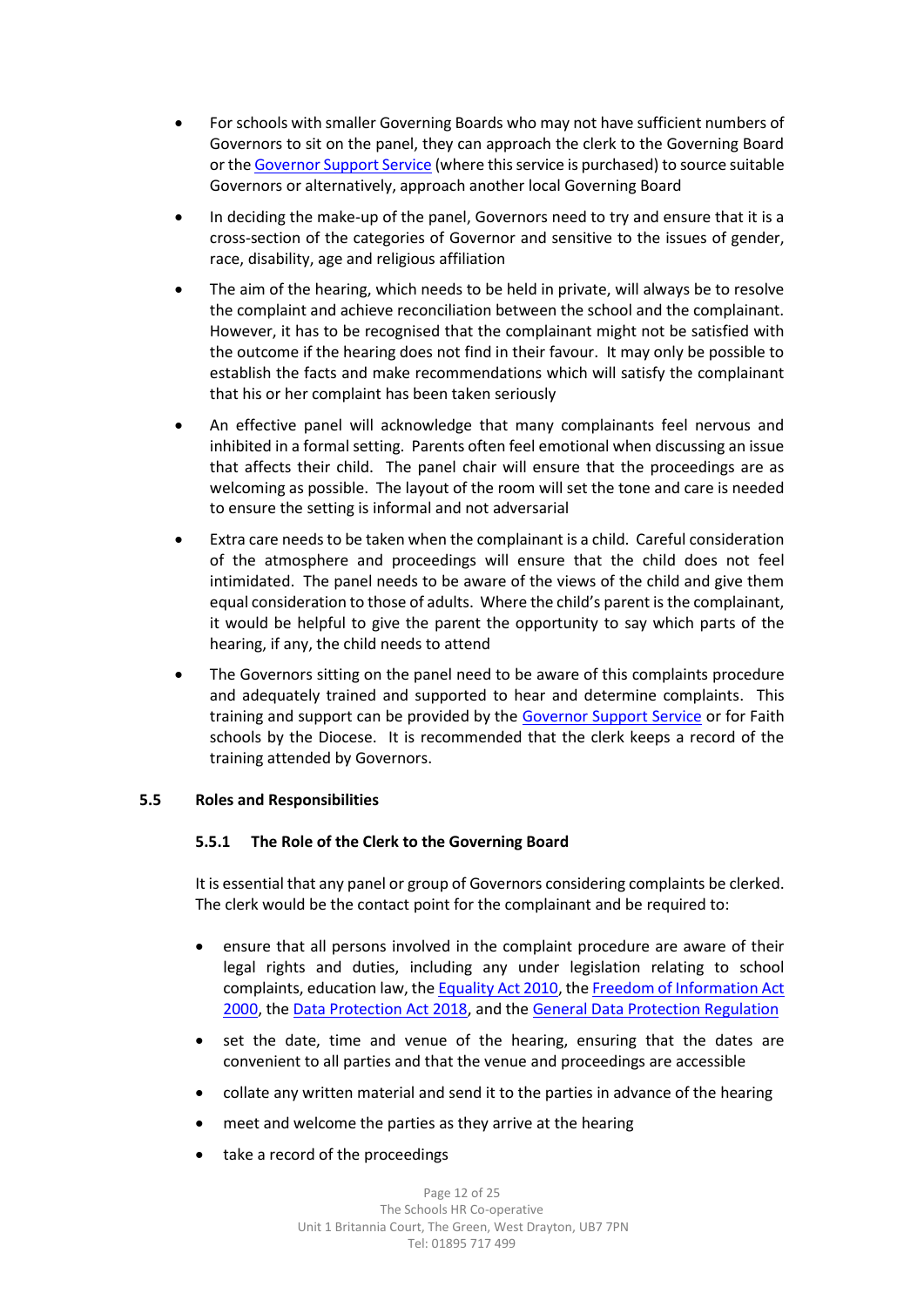- For schools with smaller Governing Boards who may not have sufficient numbers of Governors to sit on the panel, they can approach the clerk to the Governing Board or the Governor Support Service (where this service is purchased) to source suitable Governors or alternatively, approach another local Governing Board
- In deciding the make-up of the panel, Governors need to try and ensure that it is a cross-section of the categories of Governor and sensitive to the issues of gender, race, disability, age and religious affiliation
- The aim of the hearing, which needs to be held in private, will always be to resolve the complaint and achieve reconciliation between the school and the complainant. However, it has to be recognised that the complainant might not be satisfied with the outcome if the hearing does not find in their favour. It may only be possible to establish the facts and make recommendations which will satisfy the complainant that his or her complaint has been taken seriously
- An effective panel will acknowledge that many complainants feel nervous and inhibited in a formal setting. Parents often feel emotional when discussing an issue that affects their child. The panel chair will ensure that the proceedings are as welcoming as possible. The layout of the room will set the tone and care is needed to ensure the setting is informal and not adversarial
- Extra care needs to be taken when the complainant is a child. Careful consideration of the atmosphere and proceedings will ensure that the child does not feel intimidated. The panel needs to be aware of the views of the child and give them equal consideration to those of adults. Where the child's parent is the complainant, it would be helpful to give the parent the opportunity to say which parts of the hearing, if any, the child needs to attend
- The Governors sitting on the panel need to be aware of this complaints procedure and adequately trained and supported to hear and determine complaints. This training and support can be provided by the Governor Support Service or for Faith schools by the Diocese. It is recommended that the clerk keeps a record of the training attended by Governors.

## 5.5 Roles and Responsibilities

### 5.5.1 The Role of the Clerk to the Governing Board

It is essential that any panel or group of Governors considering complaints be clerked. The clerk would be the contact point for the complainant and be required to:

- ensure that all persons involved in the complaint procedure are aware of their legal rights and duties, including any under legislation relating to school complaints, education law, the Equality Act 2010, the Freedom of Information Act 2000, the Data Protection Act 2018, and the General Data Protection Regulation
- set the date, time and venue of the hearing, ensuring that the dates are convenient to all parties and that the venue and proceedings are accessible
- collate any written material and send it to the parties in advance of the hearing
- meet and welcome the parties as they arrive at the hearing
- take a record of the proceedings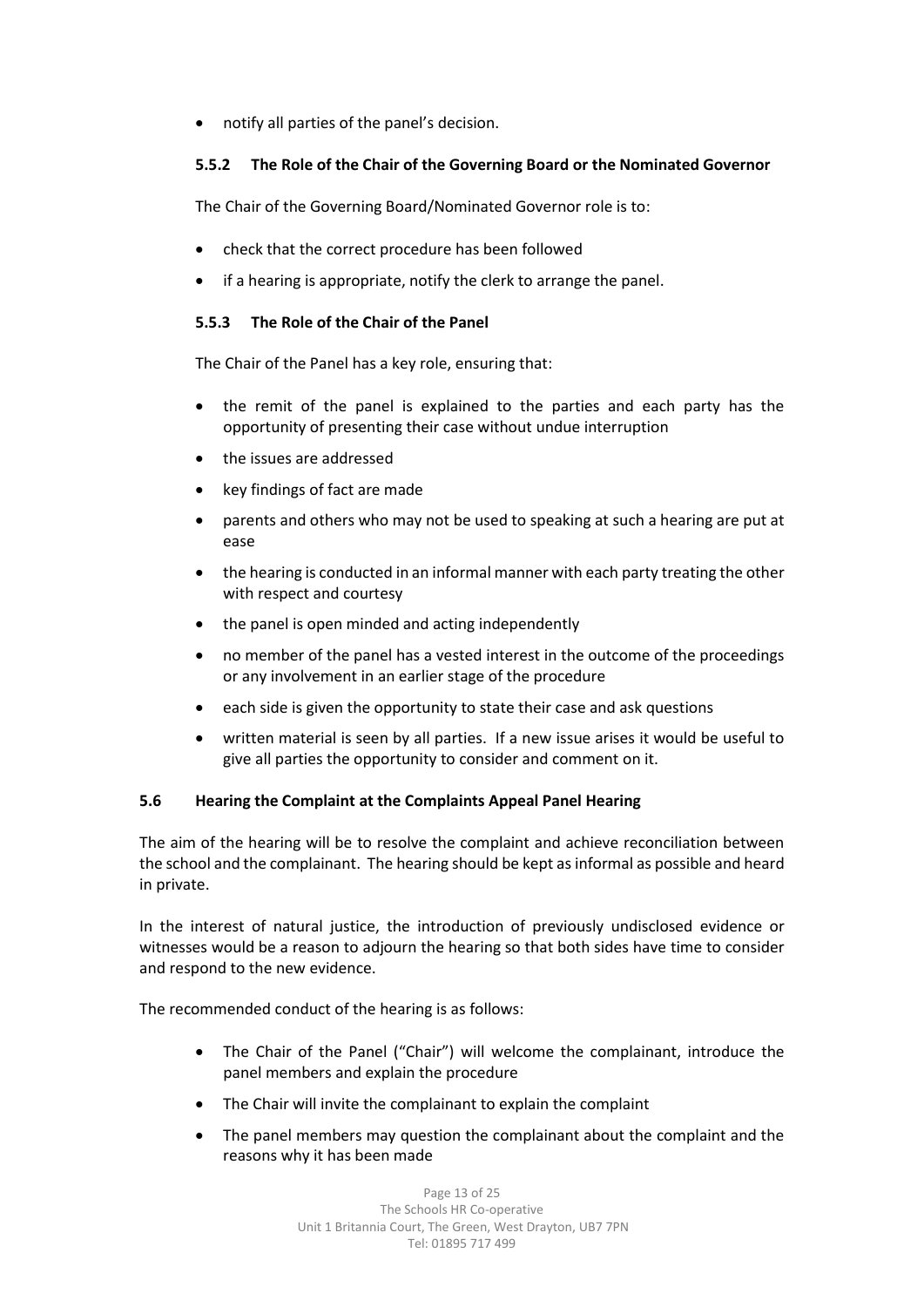- notify all parties of the panel's decision.

### 5.5.2 The Role of the Chair of the Governing Board or the Nominated Governor

The Chair of the Governing Board/Nominated Governor role is to:

- check that the correct procedure has been followed
- if a hearing is appropriate, notify the clerk to arrange the panel.

### 5.5.3 The Role of the Chair of the Panel

The Chair of the Panel has a key role, ensuring that:

- the remit of the panel is explained to the parties and each party has the opportunity of presenting their case without undue interruption
- the issues are addressed
- key findings of fact are made
- parents and others who may not be used to speaking at such a hearing are put at ease
- the hearing is conducted in an informal manner with each party treating the other with respect and courtesy
- the panel is open minded and acting independently
- no member of the panel has a vested interest in the outcome of the proceedings or any involvement in an earlier stage of the procedure
- each side is given the opportunity to state their case and ask questions
- written material is seen by all parties. If a new issue arises it would be useful to give all parties the opportunity to consider and comment on it.

## 5.6 Hearing the Complaint at the Complaints Appeal Panel Hearing

The aim of the hearing will be to resolve the complaint and achieve reconciliation between the school and the complainant. The hearing should be kept as informal as possible and heard in private.

In the interest of natural justice, the introduction of previously undisclosed evidence or witnesses would be a reason to adjourn the hearing so that both sides have time to consider and respond to the new evidence.

The recommended conduct of the hearing is as follows:

- The Chair of the Panel ("Chair") will welcome the complainant, introduce the panel members and explain the procedure
- The Chair will invite the complainant to explain the complaint
- The panel members may question the complainant about the complaint and the reasons why it has been made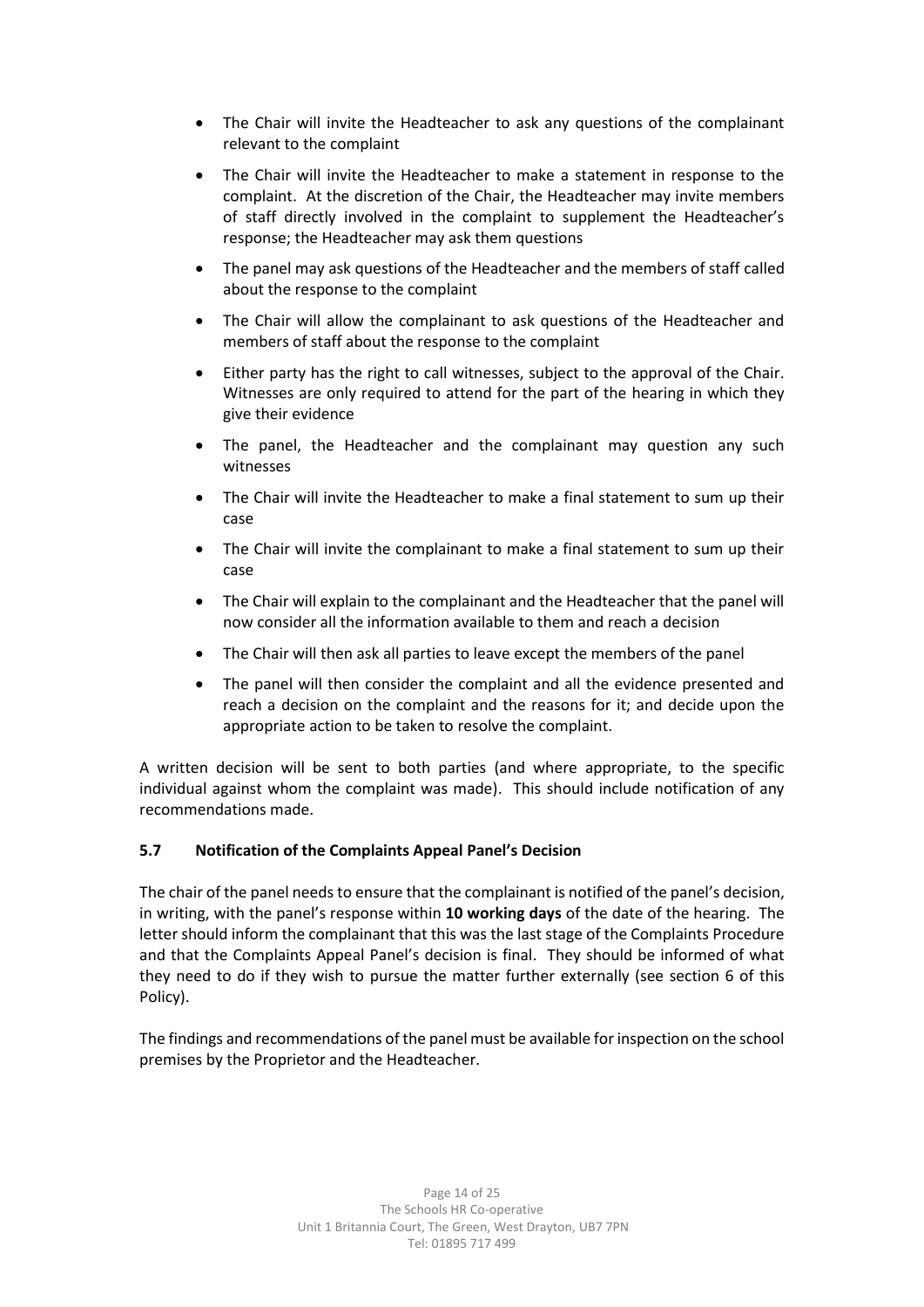- The Chair will invite the Headteacher to ask any questions of the complainant relevant to the complaint
- The Chair will invite the Headteacher to make a statement in response to the complaint. At the discretion of the Chair, the Headteacher may invite members of staff directly involved in the complaint to supplement the Headteacher's response; the Headteacher may ask them questions
- The panel may ask questions of the Headteacher and the members of staff called about the response to the complaint
- The Chair will allow the complainant to ask questions of the Headteacher and members of staff about the response to the complaint
- Either party has the right to call witnesses, subject to the approval of the Chair. Witnesses are only required to attend for the part of the hearing in which they give their evidence
- The panel, the Headteacher and the complainant may question any such witnesses
- The Chair will invite the Headteacher to make a final statement to sum up their case
- The Chair will invite the complainant to make a final statement to sum up their case
- The Chair will explain to the complainant and the Headteacher that the panel will now consider all the information available to them and reach a decision
- The Chair will then ask all parties to leave except the members of the panel
- The panel will then consider the complaint and all the evidence presented and reach a decision on the complaint and the reasons for it; and decide upon the appropriate action to be taken to resolve the complaint.

A written decision will be sent to both parties (and where appropriate, to the specific individual against whom the complaint was made). This should include notification of any recommendations made.

### 5.7 Notification of the Complaints Appeal Panel's Decision

The chair of the panel needs to ensure that the complainant is notified of the panel's decision, in writing, with the panel's response within **10 working days** of the date of the hearing. The letter should inform the complainant that this was the last stage of the Complaints Procedure and that the Complaints Appeal Panel's decision is final. They should be informed of what they need to do if they wish to pursue the matter further externally (see section 6 of this Policy).

The findings and recommendations of the panel must be available for inspection on the school premises by the Proprietor and the Headteacher.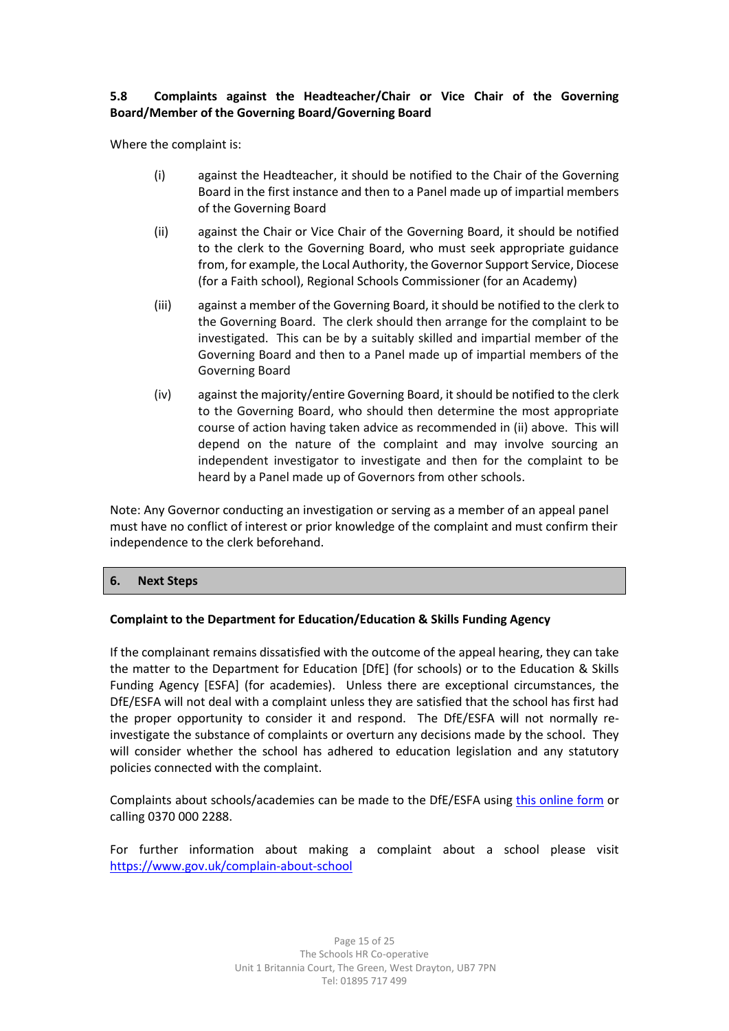### 5.8 Complaints against the Headteacher/Chair or Vice Chair of the Governing Board/Member of the Governing Board/Governing Board

Where the complaint is:

(i) against the Headteacher, it should be notified to the Chair of the Governing Board in the first instance and then to a Panel made up of impartial members of the Governing Board

(ii) against the Chair or Vice Chair of the Governing Board, it should be notified to the clerk to the Governing Board, who must seek appropriate guidance from, for example, the Local Authority, the Governor Support Service, Diocese (for a Faith school), Regional Schools Commissioner (for an Academy)

(iii) against a member of the Governing Board, it should be notified to the clerk to the Governing Board. The clerk should then arrange for the complaint to be investigated. This can be by a suitably skilled and impartial member of the Governing Board and then to a Panel made up of impartial members of the Governing Board

(iv) against the majority/entire Governing Board, it should be notified to the clerk to the Governing Board, who should then determine the most appropriate course of action having taken advice as recommended in (ii) above. This will depend on the nature of the complaint and may involve sourcing an independent investigator to investigate and then for the complaint to be heard by a Panel made up of Governors from other schools.

Note: Any Governor conducting an investigation or serving as a member of an appeal panel must have no conflict of interest or prior knowledge of the complaint and must confirm their independence to the clerk beforehand.

## 6. Next Steps

**Complaint to the Department for Education/Education & Skills Funding Agency**

If the complainant remains dissatisfied with the outcome of the appeal hearing, they can take the matter to the Department for Education [DfE] (for schools) or to the Education & Skills Funding Agency [ESFA] (for academies). Unless there are exceptional circumstances, the DfE/ESFA will not deal with a complaint unless they are satisfied that the school has first had the proper opportunity to consider it and respond. The DfE/ESFA will not normally re-investigate the substance of complaints or overturn any decisions made by the school. They will consider whether the school has adhered to education legislation and any statutory policies connected with the complaint.

Complaints about schools/academies can be made to the DfE/ESFA using this online form or calling 0370 000 2288.

For further information about making a complaint about a school please visit https://www.gov.uk/complain-about-school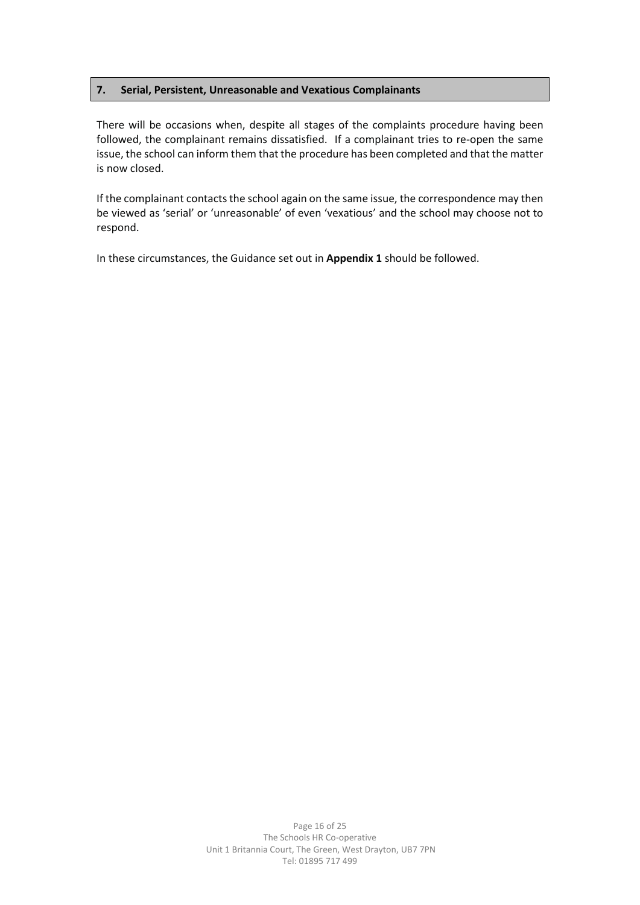## 7. Serial, Persistent, Unreasonable and Vexatious Complainants

There will be occasions when, despite all stages of the complaints procedure having been followed, the complainant remains dissatisfied. If a complainant tries to re-open the same issue, the school can inform them that the procedure has been completed and that the matter is now closed.

If the complainant contacts the school again on the same issue, the correspondence may then be viewed as 'serial' or 'unreasonable' of even 'vexatious' and the school may choose not to respond.

In these circumstances, the Guidance set out in **Appendix 1** should be followed.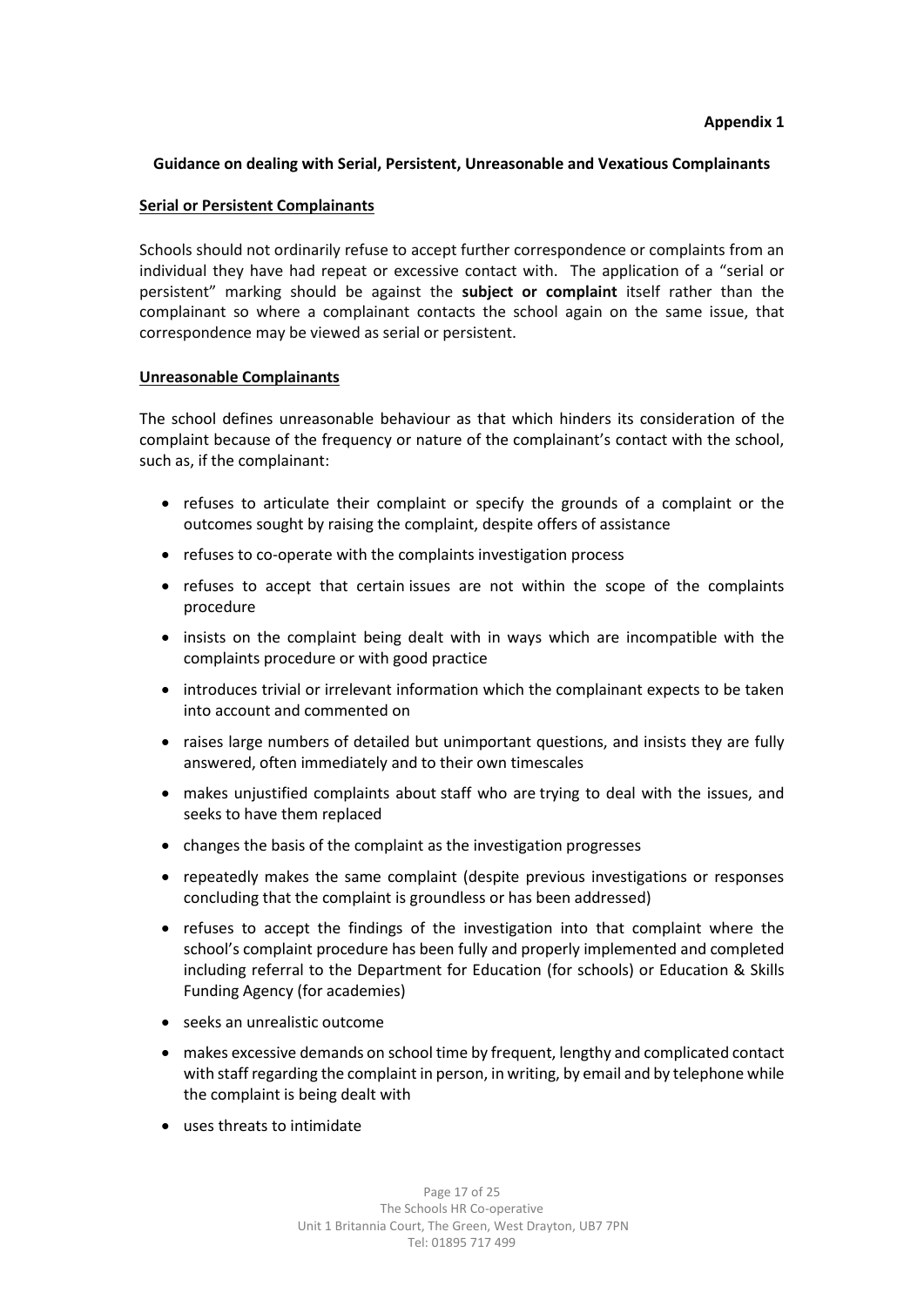**Appendix 1**

## Guidance on dealing with Serial, Persistent, Unreasonable and Vexatious Complainants

### Serial or Persistent Complainants

Schools should not ordinarily refuse to accept further correspondence or complaints from an individual they have had repeat or excessive contact with. The application of a "serial or persistent" marking should be against the **subject or complaint** itself rather than the complainant so where a complainant contacts the school again on the same issue, that correspondence may be viewed as serial or persistent.

### Unreasonable Complainants

The school defines unreasonable behaviour as that which hinders its consideration of the complaint because of the frequency or nature of the complainant's contact with the school, such as, if the complainant:

- refuses to articulate their complaint or specify the grounds of a complaint or the outcomes sought by raising the complaint, despite offers of assistance
- refuses to co-operate with the complaints investigation process
- refuses to accept that certain issues are not within the scope of the complaints procedure
- insists on the complaint being dealt with in ways which are incompatible with the complaints procedure or with good practice
- introduces trivial or irrelevant information which the complainant expects to be taken into account and commented on
- raises large numbers of detailed but unimportant questions, and insists they are fully answered, often immediately and to their own timescales
- makes unjustified complaints about staff who are trying to deal with the issues, and seeks to have them replaced
- changes the basis of the complaint as the investigation progresses
- repeatedly makes the same complaint (despite previous investigations or responses concluding that the complaint is groundless or has been addressed)
- refuses to accept the findings of the investigation into that complaint where the school's complaint procedure has been fully and properly implemented and completed including referral to the Department for Education (for schools) or Education & Skills Funding Agency (for academies)
- seeks an unrealistic outcome
- makes excessive demands on school time by frequent, lengthy and complicated contact with staff regarding the complaint in person, in writing, by email and by telephone while the complaint is being dealt with
- uses threats to intimidate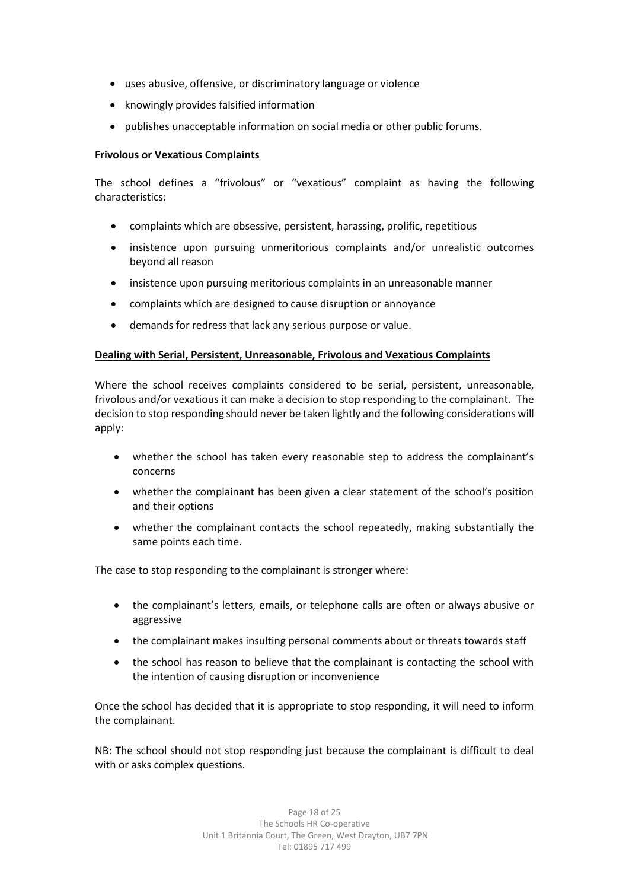- uses abusive, offensive, or discriminatory language or violence
- knowingly provides falsified information
- publishes unacceptable information on social media or other public forums.

**Frivolous or Vexatious Complaints**

The school defines a "frivolous" or "vexatious" complaint as having the following characteristics:

- complaints which are obsessive, persistent, harassing, prolific, repetitious
- insistence upon pursuing unmeritorious complaints and/or unrealistic outcomes beyond all reason
- insistence upon pursuing meritorious complaints in an unreasonable manner
- complaints which are designed to cause disruption or annoyance
- demands for redress that lack any serious purpose or value.

**Dealing with Serial, Persistent, Unreasonable, Frivolous and Vexatious Complaints**

Where the school receives complaints considered to be serial, persistent, unreasonable, frivolous and/or vexatious it can make a decision to stop responding to the complainant. The decision to stop responding should never be taken lightly and the following considerations will apply:

- whether the school has taken every reasonable step to address the complainant's concerns
- whether the complainant has been given a clear statement of the school's position and their options
- whether the complainant contacts the school repeatedly, making substantially the same points each time.

The case to stop responding to the complainant is stronger where:

- the complainant's letters, emails, or telephone calls are often or always abusive or aggressive
- the complainant makes insulting personal comments about or threats towards staff
- the school has reason to believe that the complainant is contacting the school with the intention of causing disruption or inconvenience

Once the school has decided that it is appropriate to stop responding, it will need to inform the complainant.

NB: The school should not stop responding just because the complainant is difficult to deal with or asks complex questions.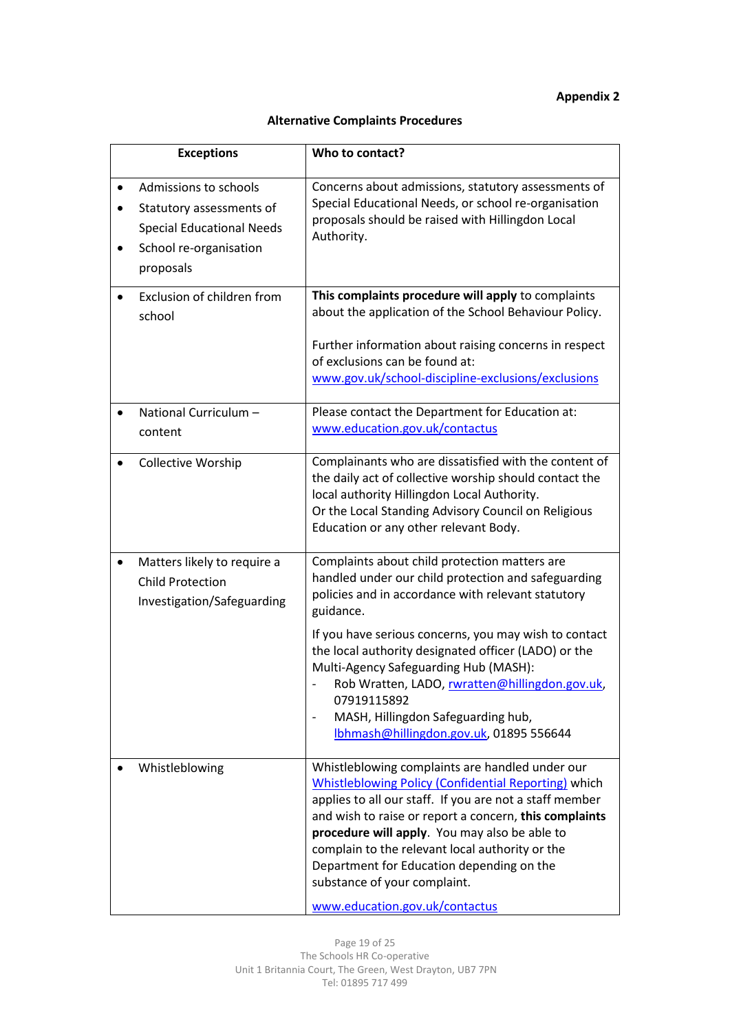**Appendix 2**

**Alternative Complaints Procedures**

| Exceptions | Who to contact? |
| --- | --- |
| • Admissions to schools<br>• Statutory assessments of Special Educational Needs<br>• School re-organisation proposals | Concerns about admissions, statutory assessments of Special Educational Needs, or school re-organisation proposals should be raised with Hillingdon Local Authority. |
| • Exclusion of children from school | **This complaints procedure will apply** to complaints about the application of the School Behaviour Policy.<br><br>Further information about raising concerns in respect of exclusions can be found at: [www.gov.uk/school-discipline-exclusions/exclusions](www.gov.uk/school-discipline-exclusions/exclusions) |
| • National Curriculum – content | Please contact the Department for Education at: [www.education.gov.uk/contactus](www.education.gov.uk/contactus) |
| • Collective Worship | Complainants who are dissatisfied with the content of the daily act of collective worship should contact the local authority Hillingdon Local Authority.<br>Or the Local Standing Advisory Council on Religious Education or any other relevant Body. |
| • Matters likely to require a Child Protection Investigation/Safeguarding | Complaints about child protection matters are handled under our child protection and safeguarding policies and in accordance with relevant statutory guidance.<br><br>If you have serious concerns, you may wish to contact the local authority designated officer (LADO) or the Multi-Agency Safeguarding Hub (MASH):<br>- Rob Wratten, LADO, [rwratten@hillingdon.gov.uk](mailto:rwratten@hillingdon.gov.uk), 07919115892<br>- MASH, Hillingdon Safeguarding hub, [lbhmash@hillingdon.gov.uk](mailto:lbhmash@hillingdon.gov.uk), 01895 556644 |
| • Whistleblowing | Whistleblowing complaints are handled under our Whistleblowing Policy (Confidential Reporting) which applies to all our staff. If you are not a staff member and wish to raise or report a concern, **this complaints procedure will apply**. You may also be able to complain to the relevant local authority or the Department for Education depending on the substance of your complaint.<br><br>[www.education.gov.uk/contactus](www.education.gov.uk/contactus) |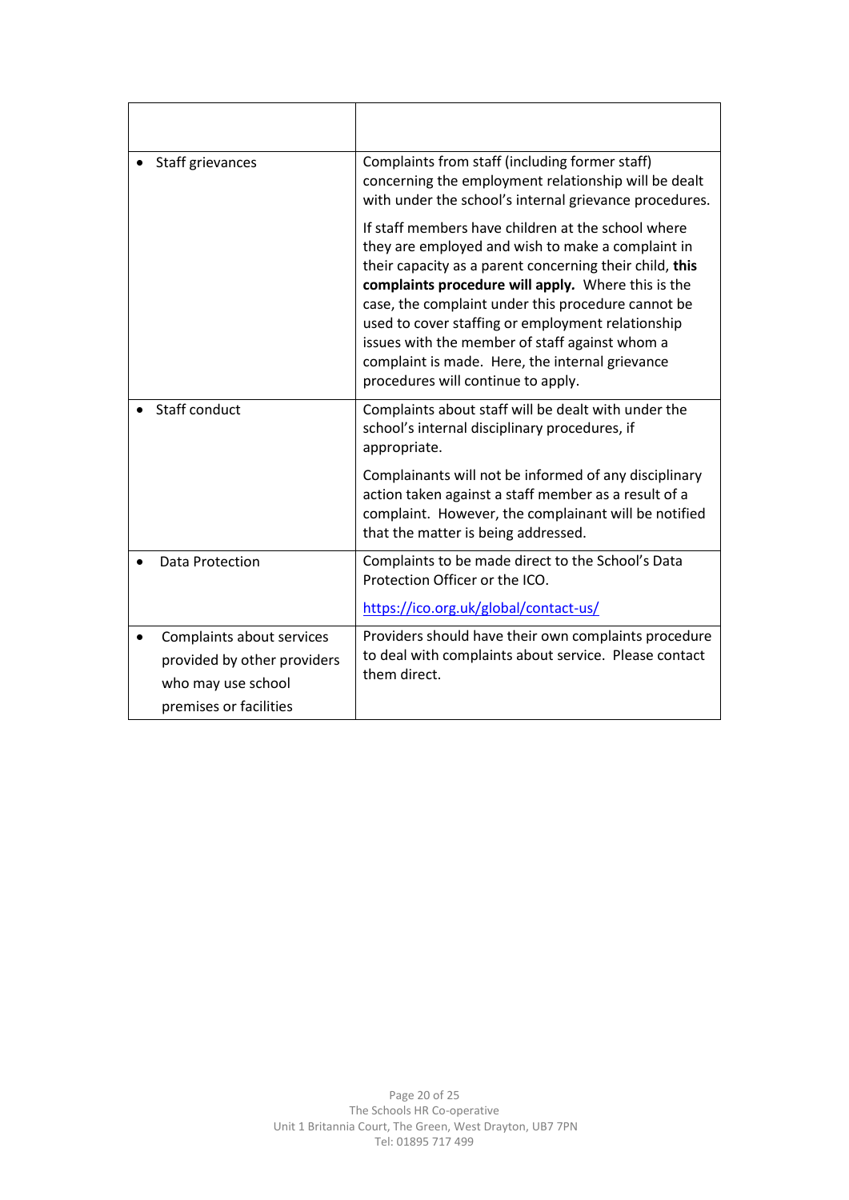| | |
|---|---|
| • Staff grievances | Complaints from staff (including former staff) concerning the employment relationship will be dealt with under the school's internal grievance procedures.<br><br>If staff members have children at the school where they are employed and wish to make a complaint in their capacity as a parent concerning their child, **this complaints procedure will apply.** Where this is the case, the complaint under this procedure cannot be used to cover staffing or employment relationship issues with the member of staff against whom a complaint is made. Here, the internal grievance procedures will continue to apply. |
| • Staff conduct | Complaints about staff will be dealt with under the school's internal disciplinary procedures, if appropriate.<br><br>Complainants will not be informed of any disciplinary action taken against a staff member as a result of a complaint. However, the complainant will be notified that the matter is being addressed. |
| • Data Protection | Complaints to be made direct to the School's Data Protection Officer or the ICO.<br><br>https://ico.org.uk/global/contact-us/ |
| • Complaints about services provided by other providers who may use school premises or facilities | Providers should have their own complaints procedure to deal with complaints about service. Please contact them direct. |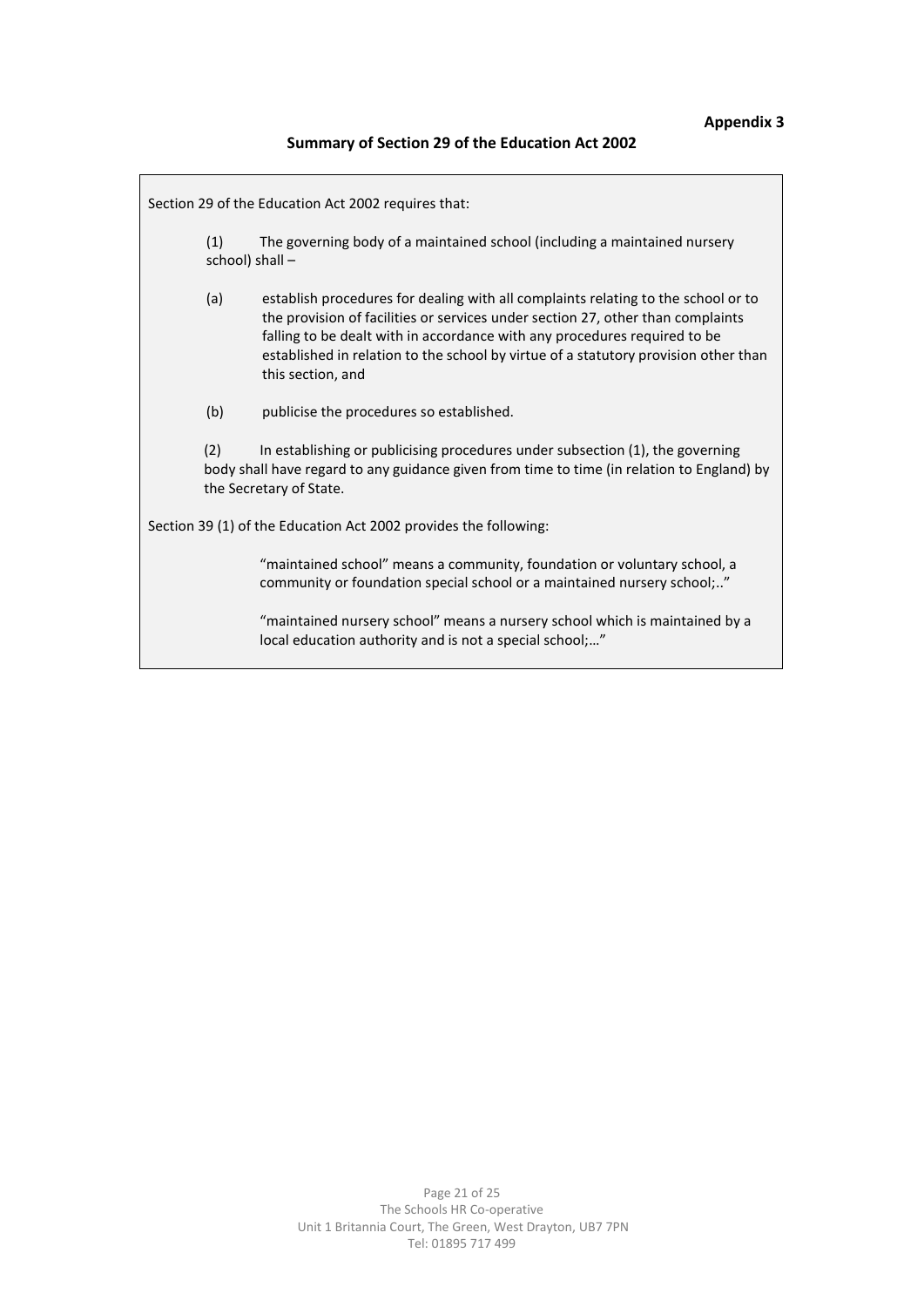**Appendix 3**

## Summary of Section 29 of the Education Act 2002

Section 29 of the Education Act 2002 requires that:

(1) The governing body of a maintained school (including a maintained nursery school) shall –

(a) establish procedures for dealing with all complaints relating to the school or to the provision of facilities or services under section 27, other than complaints falling to be dealt with in accordance with any procedures required to be established in relation to the school by virtue of a statutory provision other than this section, and

(b) publicise the procedures so established.

(2) In establishing or publicising procedures under subsection (1), the governing body shall have regard to any guidance given from time to time (in relation to England) by the Secretary of State.

Section 39 (1) of the Education Act 2002 provides the following:

> "maintained school" means a community, foundation or voluntary school, a community or foundation special school or a maintained nursery school;.."
>
> "maintained nursery school" means a nursery school which is maintained by a local education authority and is not a special school;…"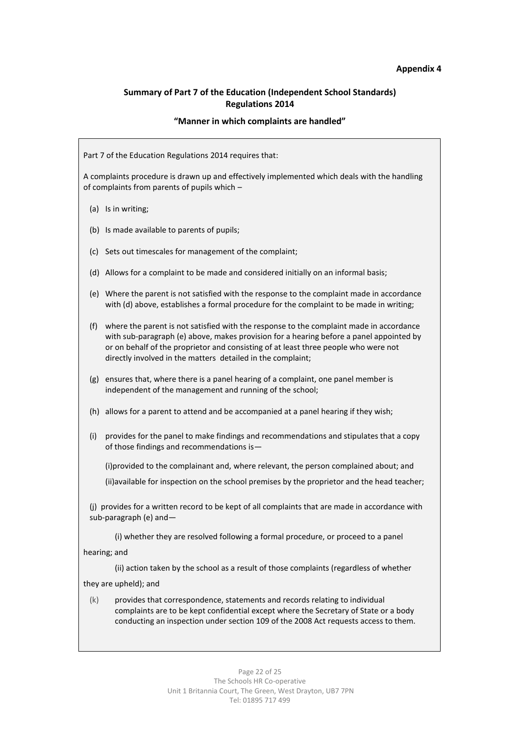**Appendix 4**

## Summary of Part 7 of the Education (Independent School Standards) Regulations 2014

### "Manner in which complaints are handled"

Part 7 of the Education Regulations 2014 requires that:

A complaints procedure is drawn up and effectively implemented which deals with the handling of complaints from parents of pupils which –

(a) Is in writing;

(b) Is made available to parents of pupils;

(c) Sets out timescales for management of the complaint;

(d) Allows for a complaint to be made and considered initially on an informal basis;

(e) Where the parent is not satisfied with the response to the complaint made in accordance with (d) above, establishes a formal procedure for the complaint to be made in writing;

(f) where the parent is not satisfied with the response to the complaint made in accordance with sub-paragraph (e) above, makes provision for a hearing before a panel appointed by or on behalf of the proprietor and consisting of at least three people who were not directly involved in the matters detailed in the complaint;

(g) ensures that, where there is a panel hearing of a complaint, one panel member is independent of the management and running of the school;

(h) allows for a parent to attend and be accompanied at a panel hearing if they wish;

(i) provides for the panel to make findings and recommendations and stipulates that a copy of those findings and recommendations is—

(i)provided to the complainant and, where relevant, the person complained about; and

(ii)available for inspection on the school premises by the proprietor and the head teacher;

(j) provides for a written record to be kept of all complaints that are made in accordance with sub-paragraph (e) and—

(i) whether they are resolved following a formal procedure, or proceed to a panel hearing; and

(ii) action taken by the school as a result of those complaints (regardless of whether they are upheld); and

(k) provides that correspondence, statements and records relating to individual complaints are to be kept confidential except where the Secretary of State or a body conducting an inspection under section 109 of the 2008 Act requests access to them.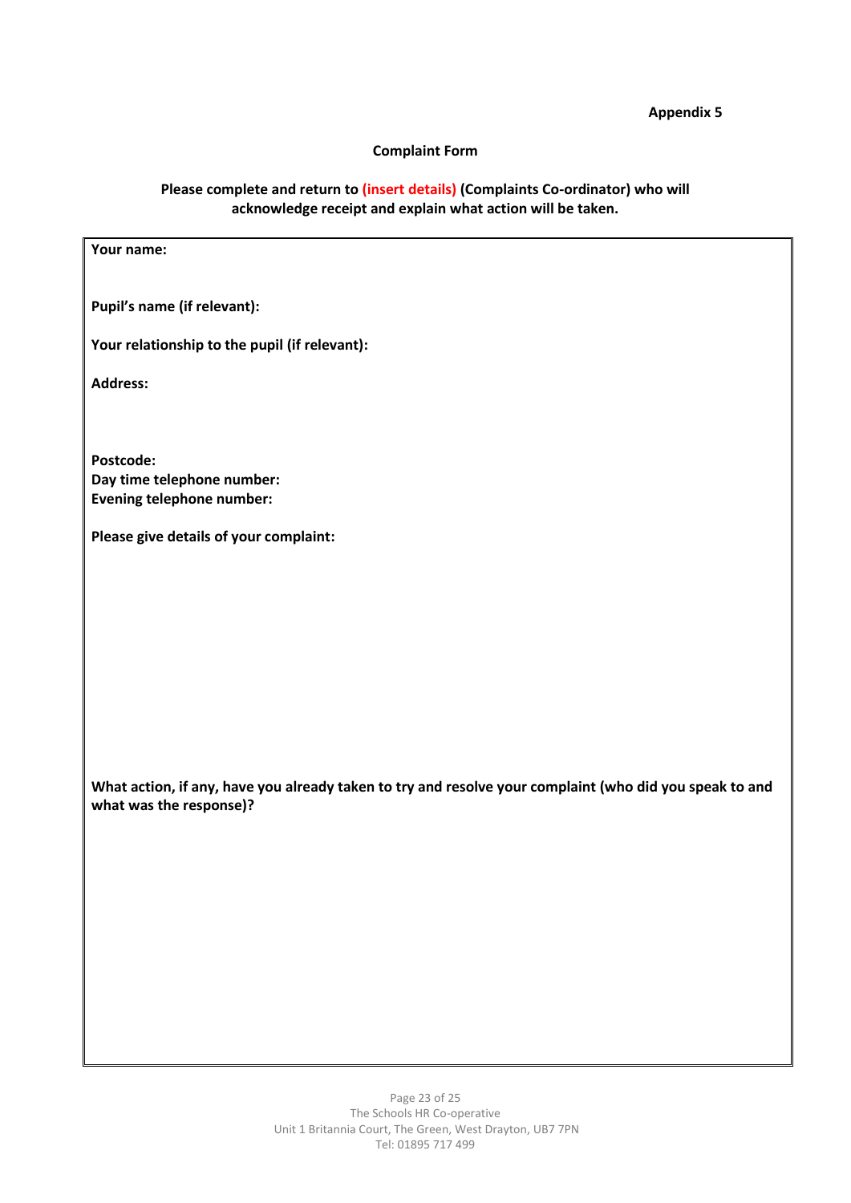**Appendix 5**

**Complaint Form**

**Please complete and return to (insert details) (Complaints Co-ordinator) who will acknowledge receipt and explain what action will be taken.**

**Your name:**

**Pupil's name (if relevant):**

**Your relationship to the pupil (if relevant):**

**Address:**

**Postcode:**
**Day time telephone number:**
**Evening telephone number:**

**Please give details of your complaint:**

**What action, if any, have you already taken to try and resolve your complaint (who did you speak to and what was the response)?**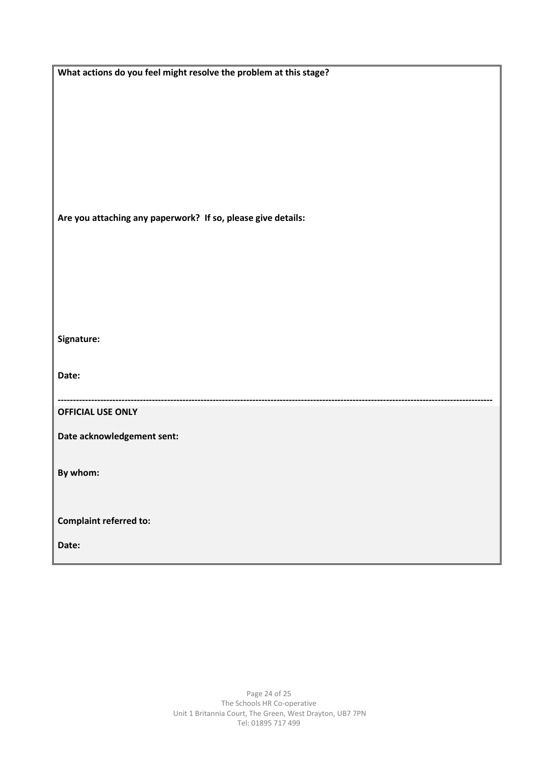**What actions do you feel might resolve the problem at this stage?**

**Are you attaching any paperwork? If so, please give details:**

**Signature:**

**Date:**

---

**OFFICIAL USE ONLY**

**Date acknowledgement sent:**

**By whom:**

**Complaint referred to:**

**Date:**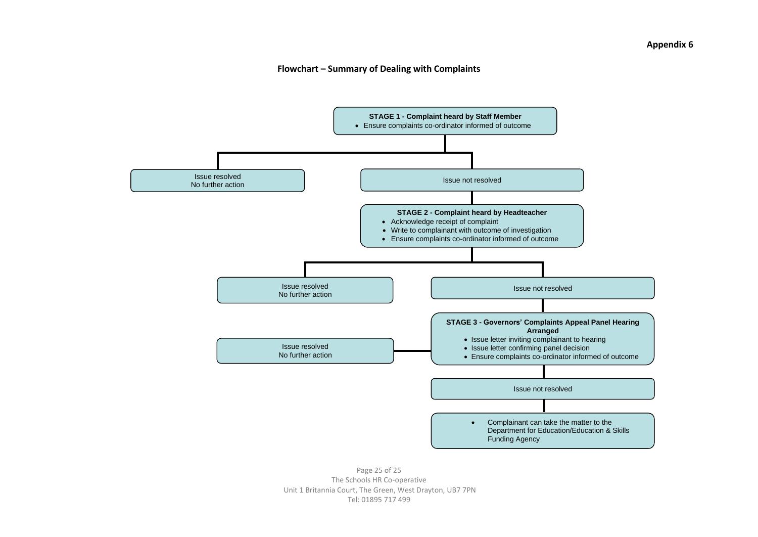**Appendix 6**

## Flowchart – Summary of Dealing with Complaints

**STAGE 1 - Complaint heard by Staff Member**

- Ensure complaints co-ordinator informed of outcome

Issue resolved
No further action

Issue not resolved

**STAGE 2 - Complaint heard by Headteacher**

- Acknowledge receipt of complaint
- Write to complainant with outcome of investigation
- Ensure complaints co-ordinator informed of outcome

Issue resolved
No further action

Issue not resolved

**STAGE 3 - Governors' Complaints Appeal Panel Hearing Arranged**

- Issue letter inviting complainant to hearing
- Issue letter confirming panel decision
- Ensure complaints co-ordinator informed of outcome

Issue resolved
No further action

Issue not resolved

- Complainant can take the matter to the Department for Education/Education & Skills Funding Agency

The Schools HR Co-operative
Unit 1 Britannia Court, The Green, West Drayton, UB7 7PN
Tel: 01895 717 499